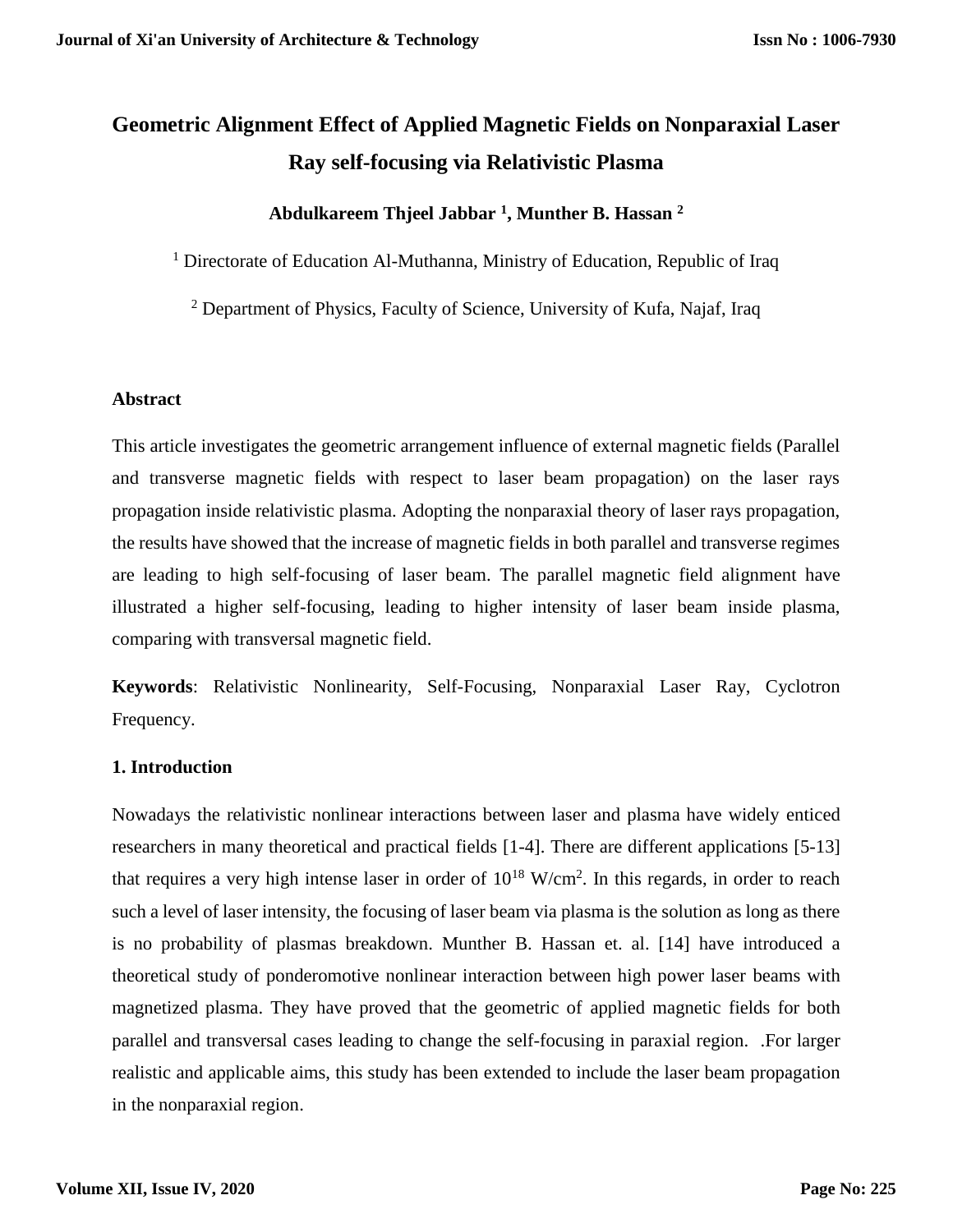# Geometric Alignment Effect of Applied Magnetic Fields on Nonparaxial Laser Ray self-focusing via Relativistic Plasma

**Abdulkareem Thjeel Jabbar [1], Munther B. Hassan [2]**

[1] Directorate of Education Al-Muthanna, Ministry of Education, Republic of Iraq

[2] Department of Physics, Faculty of Science, University of Kufa, Najaf, Iraq

## Abstract

This article investigates the geometric arrangement influence of external magnetic fields (Parallel and transverse magnetic fields with respect to laser beam propagation) on the laser rays propagation inside relativistic plasma. Adopting the nonparaxial theory of laser rays propagation, the results have showed that the increase of magnetic fields in both parallel and transverse regimes are leading to high self-focusing of laser beam. The parallel magnetic field alignment have illustrated a higher self-focusing, leading to higher intensity of laser beam inside plasma, comparing with transversal magnetic field.

**Keywords**: Relativistic Nonlinearity, Self-Focusing, Nonparaxial Laser Ray, Cyclotron Frequency.

## 1. Introduction

Nowadays the relativistic nonlinear interactions between laser and plasma have widely enticed researchers in many theoretical and practical fields [1-4]. There are different applications [5-13] that requires a very high intense laser in order of $10^{18}$ W/cm$^2$. In this regards, in order to reach such a level of laser intensity, the focusing of laser beam via plasma is the solution as long as there is no probability of plasmas breakdown. Munther B. Hassan et. al. [14] have introduced a theoretical study of ponderomotive nonlinear interaction between high power laser beams with magnetized plasma. They have proved that the geometric of applied magnetic fields for both parallel and transversal cases leading to change the self-focusing in paraxial region. .For larger realistic and applicable aims, this study has been extended to include the laser beam propagation in the nonparaxial region.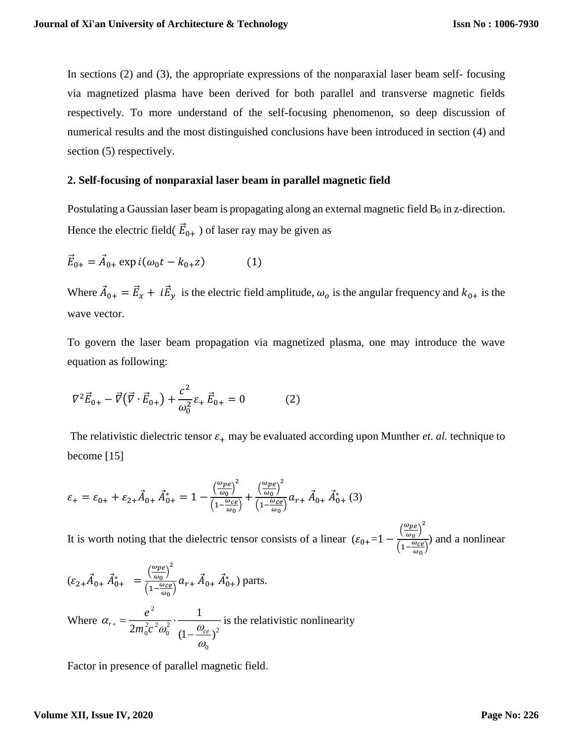In sections (2) and (3), the appropriate expressions of the nonparaxial laser beam self- focusing via magnetized plasma have been derived for both parallel and transverse magnetic fields respectively. To more understand of the self-focusing phenomenon, so deep discussion of numerical results and the most distinguished conclusions have been introduced in section (4) and section (5) respectively.

## 2. Self-focusing of nonparaxial laser beam in parallel magnetic field

Postulating a Gaussian laser beam is propagating along an external magnetic field $B_0$ in z-direction. Hence the electric field( $\vec{E}_{0+}$ ) of laser ray may be given as

$$\vec{E}_{0+} = \vec{A}_{0+} \exp i(\omega_0 t - k_{0+} z) \qquad (1)$$

Where $\vec{A}_{0+} = \vec{E}_x + i\vec{E}_y$ is the electric field amplitude, $\omega_o$ is the angular frequency and $k_{0+}$ is the wave vector.

To govern the laser beam propagation via magnetized plasma, one may introduce the wave equation as following:

$$\nabla^2 \vec{E}_{0+} - \vec{\nabla}(\vec{\nabla} \cdot \vec{E}_{0+}) + \frac{c^2}{\omega_0^2} \varepsilon_+ \vec{E}_{0+} = 0 \qquad (2)$$

The relativistic dielectric tensor $\varepsilon_+$ may be evaluated according upon Munther *et. al.* technique to become [15]

$$\varepsilon_+ = \varepsilon_{0+} + \varepsilon_{2+} \vec{A}_{0+} \vec{A}_{0+}^* = 1 - \frac{\left(\frac{\omega_{pe}}{\omega_0}\right)^2}{\left(1 - \frac{\omega_{ce}}{\omega_0}\right)} + \frac{\left(\frac{\omega_{pe}}{\omega_0}\right)^2}{\left(1 - \frac{\omega_{ce}}{\omega_0}\right)} a_{r+} \vec{A}_{0+} \vec{A}_{0+}^* \quad (3)$$

It is worth noting that the dielectric tensor consists of a linear ($\varepsilon_{0+} = 1 - \frac{\left(\frac{\omega_{pe}}{\omega_0}\right)^2}{\left(1 - \frac{\omega_{ce}}{\omega_0}\right)}$) and a nonlinear ($\varepsilon_{2+} \vec{A}_{0+} \vec{A}_{0+}^* = \frac{\left(\frac{\omega_{pe}}{\omega_0}\right)^2}{\left(1 - \frac{\omega_{ce}}{\omega_0}\right)} a_{r+} \vec{A}_{0+} \vec{A}_{0+}^*$) parts.

Where $\alpha_{r+} = \frac{e^2}{2m_0^2 c^2 \omega_0^2} \cdot \frac{1}{(1 - \frac{\omega_{ce}}{\omega_0})^2}$ is the relativistic nonlinearity

Factor in presence of parallel magnetic field.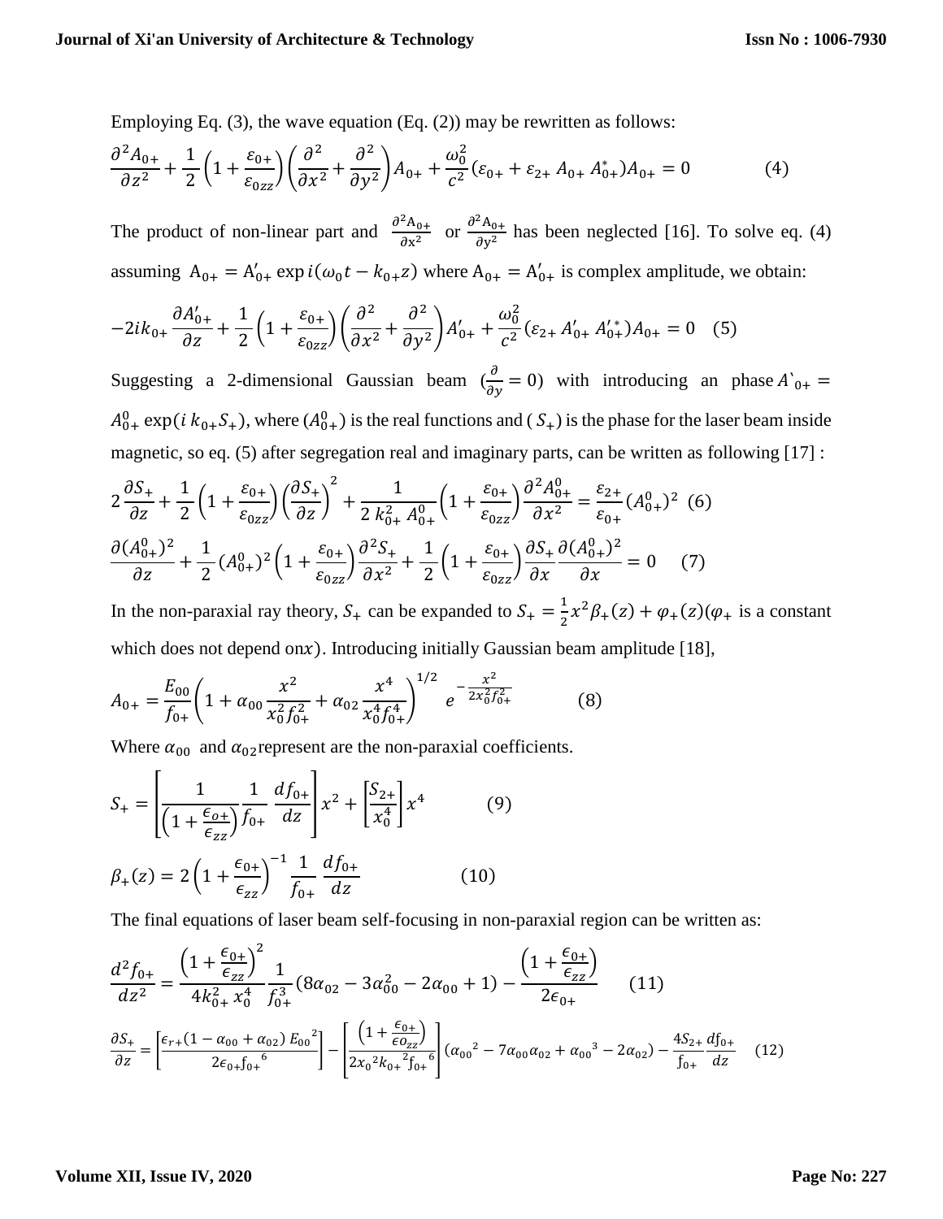Employing Eq. (3), the wave equation (Eq. (2)) may be rewritten as follows:

$$\frac{\partial^2 A_{0+}}{\partial z^2} + \frac{1}{2}\left(1 + \frac{\varepsilon_{0+}}{\varepsilon_{0zz}}\right)\left(\frac{\partial^2}{\partial x^2} + \frac{\partial^2}{\partial y^2}\right)A_{0+} + \frac{\omega_0^2}{c^2}(\varepsilon_{0+} + \varepsilon_{2+}\, A_{0+}\, A_{0+}^*)A_{0+} = 0 \qquad (4)$$

The product of non-linear part and $\frac{\partial^2 A_{0+}}{\partial x^2}$ or $\frac{\partial^2 A_{0+}}{\partial y^2}$ has been neglected [16]. To solve eq. (4) assuming $A_{0+} = A'_{0+} \exp i(\omega_0 t - k_{0+} z)$ where $A_{0+} = A'_{0+}$ is complex amplitude, we obtain:

$$-2ik_{0+}\frac{\partial A'_{0+}}{\partial z} + \frac{1}{2}\left(1 + \frac{\varepsilon_{0+}}{\varepsilon_{0zz}}\right)\left(\frac{\partial^2}{\partial x^2} + \frac{\partial^2}{\partial y^2}\right)A'_{0+} + \frac{\omega_0^2}{c^2}(\varepsilon_{2+}\, A'_{0+}\, A'^*_{0+})A_{0+} = 0 \quad (5)$$

Suggesting a 2-dimensional Gaussian beam ($\frac{\partial}{\partial y} = 0$) with introducing an phase $A`_{0+} = A_{0+}^0 \exp(i\, k_{0+} S_+)$, where $(A_{0+}^0)$ is the real functions and $(S_+)$ is the phase for the laser beam inside magnetic, so eq. (5) after segregation real and imaginary parts, can be written as following [17] :

$$2\frac{\partial S_+}{\partial z} + \frac{1}{2}\left(1 + \frac{\varepsilon_{0+}}{\varepsilon_{0zz}}\right)\left(\frac{\partial S_+}{\partial z}\right)^2 + \frac{1}{2\, k_{0+}^2\, A_{0+}^0}\left(1 + \frac{\varepsilon_{0+}}{\varepsilon_{0zz}}\right)\frac{\partial^2 A_{0+}^0}{\partial x^2} = \frac{\varepsilon_{2+}}{\varepsilon_{0+}}(A_{0+}^0)^2 \quad (6)$$

$$\frac{\partial (A_{0+}^0)^2}{\partial z} + \frac{1}{2}(A_{0+}^0)^2\left(1 + \frac{\varepsilon_{0+}}{\varepsilon_{0zz}}\right)\frac{\partial^2 S_+}{\partial x^2} + \frac{1}{2}\left(1 + \frac{\varepsilon_{0+}}{\varepsilon_{0zz}}\right)\frac{\partial S_+}{\partial x}\frac{\partial (A_{0+}^0)^2}{\partial x} = 0 \quad (7)$$

In the non-paraxial ray theory, $S_+$ can be expanded to $S_+ = \frac{1}{2}x^2\beta_+(z) + \varphi_+(z)$($\varphi_+$ is a constant which does not depend on$x$). Introducing initially Gaussian beam amplitude [18],

$$A_{0+} = \frac{E_{00}}{f_{0+}}\left(1 + \alpha_{00}\frac{x^2}{x_0^2 f_{0+}^2} + \alpha_{02}\frac{x^4}{x_0^4 f_{0+}^4}\right)^{1/2} e^{-\frac{x^2}{2x_0^2 f_{0+}^2}} \qquad (8)$$

Where $\alpha_{00}$ and $\alpha_{02}$represent are the non-paraxial coefficients.

$$S_+ = \left[\frac{1}{\left(1 + \frac{\epsilon_{o+}}{\epsilon_{zz}}\right)}\frac{1}{f_{0+}}\frac{df_{0+}}{dz}\right]x^2 + \left[\frac{S_{2+}}{x_0^4}\right]x^4 \qquad (9)$$

$$\beta_+(z) = 2\left(1 + \frac{\epsilon_{0+}}{\epsilon_{zz}}\right)^{-1}\frac{1}{f_{0+}}\frac{df_{0+}}{dz} \qquad (10)$$

The final equations of laser beam self-focusing in non-paraxial region can be written as:

$$\frac{d^2 f_{0+}}{dz^2} = \frac{\left(1 + \frac{\epsilon_{0+}}{\epsilon_{zz}}\right)^2}{4k_{0+}^2\, x_0^4}\frac{1}{f_{0+}^3}(8\alpha_{02} - 3\alpha_{00}^2 - 2\alpha_{00} + 1) - \frac{\left(1 + \frac{\epsilon_{0+}}{\epsilon_{zz}}\right)}{2\epsilon_{0+}} \qquad (11)$$

$$\frac{\partial S_+}{\partial z} = \left[\frac{\epsilon_{r+}(1 - \alpha_{00} + \alpha_{02})\, {E_{00}}^2}{2\epsilon_{0+}{f_{0+}}^6}\right] - \left[\frac{\left(1 + \frac{\epsilon_{0+}}{\epsilon O_{zz}}\right)}{2{x_0}^2{k_{0+}}^2{f_{0+}}^6}\right]({\alpha_{00}}^2 - 7\alpha_{00}\alpha_{02} + {\alpha_{00}}^3 - 2\alpha_{02}) - \frac{4S_{2+}}{f_{0+}}\frac{df_{0+}}{dz} \quad (12)$$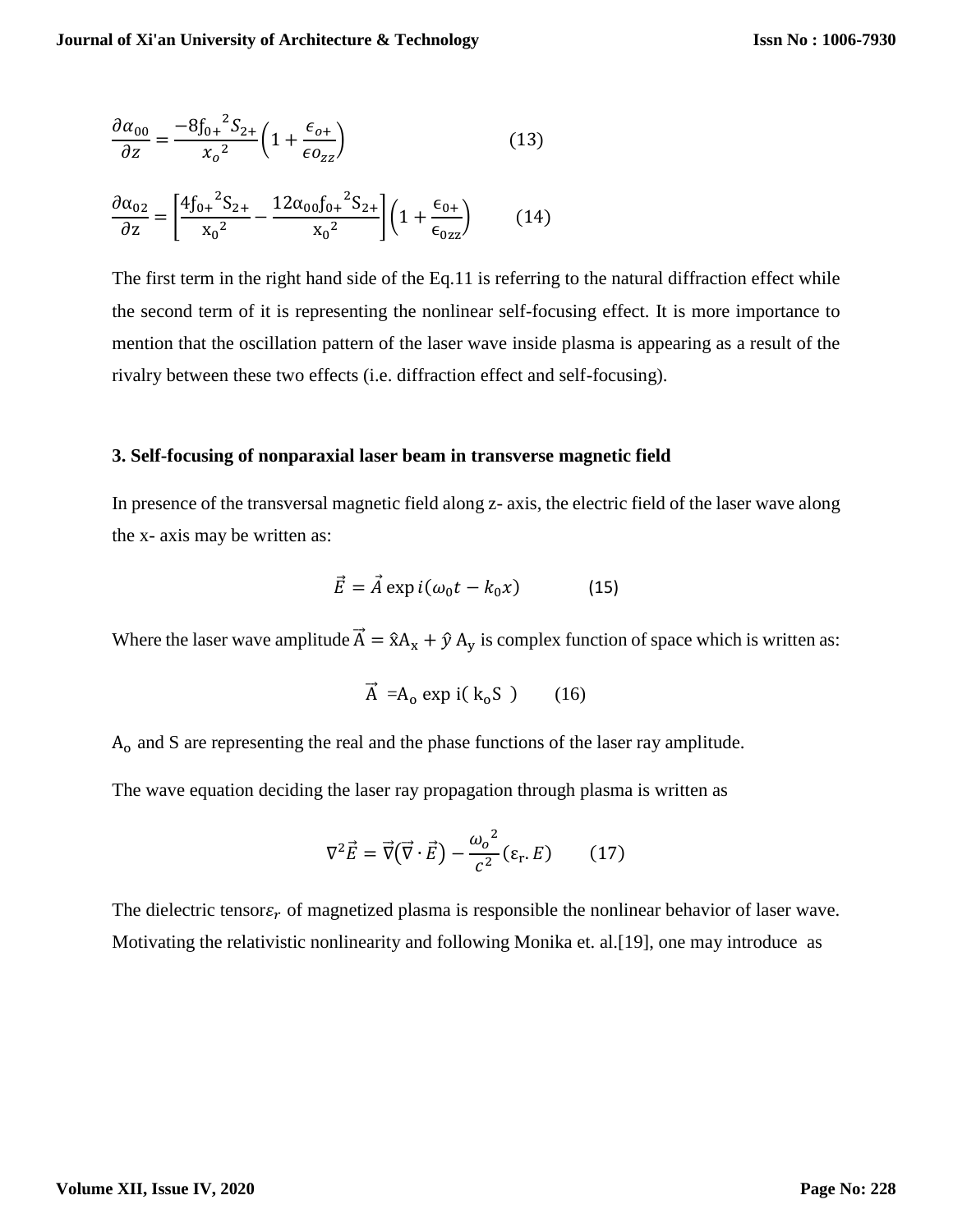$$\frac{\partial \alpha_{00}}{\partial z} = \frac{-8 f_{0+}{}^{2} S_{2+}}{x_o{}^{2}} \left(1 + \frac{\epsilon_{o+}}{\epsilon o_{zz}}\right) \qquad (13)$$

$$\frac{\partial \alpha_{02}}{\partial z} = \left[\frac{4 f_{0+}{}^{2} S_{2+}}{x_0{}^{2}} - \frac{12 \alpha_{00} f_{0+}{}^{2} S_{2+}}{x_0{}^{2}}\right] \left(1 + \frac{\epsilon_{0+}}{\epsilon_{0zz}}\right) \qquad (14)$$

The first term in the right hand side of the Eq.11 is referring to the natural diffraction effect while the second term of it is representing the nonlinear self-focusing effect. It is more importance to mention that the oscillation pattern of the laser wave inside plasma is appearing as a result of the rivalry between these two effects (i.e. diffraction effect and self-focusing).

### 3. Self-focusing of nonparaxial laser beam in transverse magnetic field

In presence of the transversal magnetic field along z- axis, the electric field of the laser wave along the x- axis may be written as:

$$\vec{E} = \vec{A} \exp i(\omega_0 t - k_0 x) \qquad (15)$$

Where the laser wave amplitude $\vec{A} = \hat{x} A_x + \hat{y} A_y$ is complex function of space which is written as:

$$\vec{A} = A_o \exp i(k_o S) \qquad (16)$$

$A_o$ and S are representing the real and the phase functions of the laser ray amplitude.

The wave equation deciding the laser ray propagation through plasma is written as

$$\nabla^2 \vec{E} = \vec{\nabla}(\vec{\nabla} \cdot \vec{E}) - \frac{\omega_o{}^{2}}{c^2} (\varepsilon_r . E) \qquad (17)$$

The dielectric tensor $\varepsilon_r$ of magnetized plasma is responsible the nonlinear behavior of laser wave. Motivating the relativistic nonlinearity and following Monika et. al.[19], one may introduce as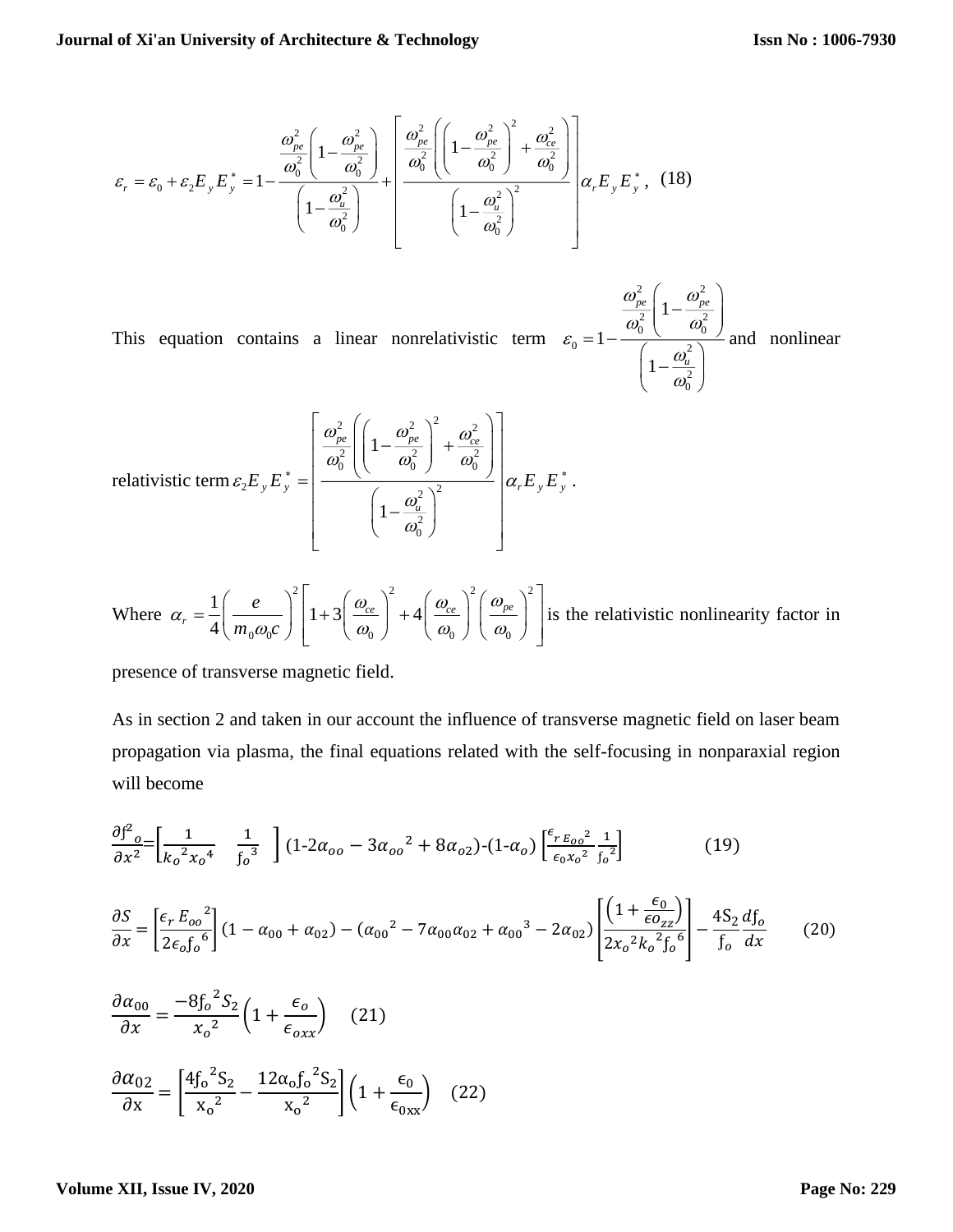$$\varepsilon_r = \varepsilon_0 + \varepsilon_2 E_y E_y^* = 1 - \frac{\frac{\omega_{pe}^2}{\omega_0^2}\left(1 - \frac{\omega_{pe}^2}{\omega_0^2}\right)}{\left(1 - \frac{\omega_u^2}{\omega_0^2}\right)} + \left[\frac{\frac{\omega_{pe}^2}{\omega_0^2}\left(\left(1 - \frac{\omega_{pe}^2}{\omega_0^2}\right)^2 + \frac{\omega_{ce}^2}{\omega_0^2}\right)}{\left(1 - \frac{\omega_u^2}{\omega_0^2}\right)^2}\right]\alpha_r E_y E_y^*, \quad (18)$$

This equation contains a linear nonrelativistic term $\varepsilon_0 = 1 - \frac{\frac{\omega_{pe}^2}{\omega_0^2}\left(1 - \frac{\omega_{pe}^2}{\omega_0^2}\right)}{\left(1 - \frac{\omega_u^2}{\omega_0^2}\right)}$ and nonlinear relativistic term $\varepsilon_2 E_y E_y^* = \left[\frac{\frac{\omega_{pe}^2}{\omega_0^2}\left(\left(1 - \frac{\omega_{pe}^2}{\omega_0^2}\right)^2 + \frac{\omega_{ce}^2}{\omega_0^2}\right)}{\left(1 - \frac{\omega_u^2}{\omega_0^2}\right)^2}\right]\alpha_r E_y E_y^*$.

Where $\alpha_r = \frac{1}{4}\left(\frac{e}{m_0\omega_0 c}\right)^2\left[1 + 3\left(\frac{\omega_{ce}}{\omega_0}\right)^2 + 4\left(\frac{\omega_{ce}}{\omega_0}\right)^2\left(\frac{\omega_{pe}}{\omega_0}\right)^2\right]$ is the relativistic nonlinearity factor in presence of transverse magnetic field.

As in section 2 and taken in our account the influence of transverse magnetic field on laser beam propagation via plasma, the final equations related with the self-focusing in nonparaxial region will become

$$\frac{\partial f^2{}_o}{\partial x^2} = \left[\frac{1}{k_o{}^2 x_o{}^4} \quad \frac{1}{f_o{}^3}\right](1 - 2\alpha_{oo} - 3\alpha_{oo}{}^2 + 8\alpha_{o2}) - (1 - \alpha_o)\left[\frac{\epsilon_r E_{oo}{}^2}{\epsilon_0 x_o{}^2}\frac{1}{f_o{}^2}\right] \qquad (19)$$

$$\frac{\partial S}{\partial x} = \left[\frac{\epsilon_r E_{oo}{}^2}{2\epsilon_o f_o{}^6}\right](1 - \alpha_{00} + \alpha_{02}) - (\alpha_{00}{}^2 - 7\alpha_{00}\alpha_{02} + \alpha_{00}{}^3 - 2\alpha_{02})\left[\frac{\left(1 + \frac{\epsilon_0}{\epsilon o_{zz}}\right)}{2x_o{}^2 k_o{}^2 f_o{}^6}\right] - \frac{4S_2}{f_o}\frac{df_o}{dx} \qquad (20)$$

$$\frac{\partial \alpha_{00}}{\partial x} = \frac{-8f_o{}^2 S_2}{x_o{}^2}\left(1 + \frac{\epsilon_o}{\epsilon_{oxx}}\right) \qquad (21)$$

$$\frac{\partial \alpha_{02}}{\partial x} = \left[\frac{4f_o{}^2 S_2}{x_o{}^2} - \frac{12\alpha_o f_o{}^2 S_2}{x_o{}^2}\right]\left(1 + \frac{\epsilon_0}{\epsilon_{0xx}}\right) \qquad (22)$$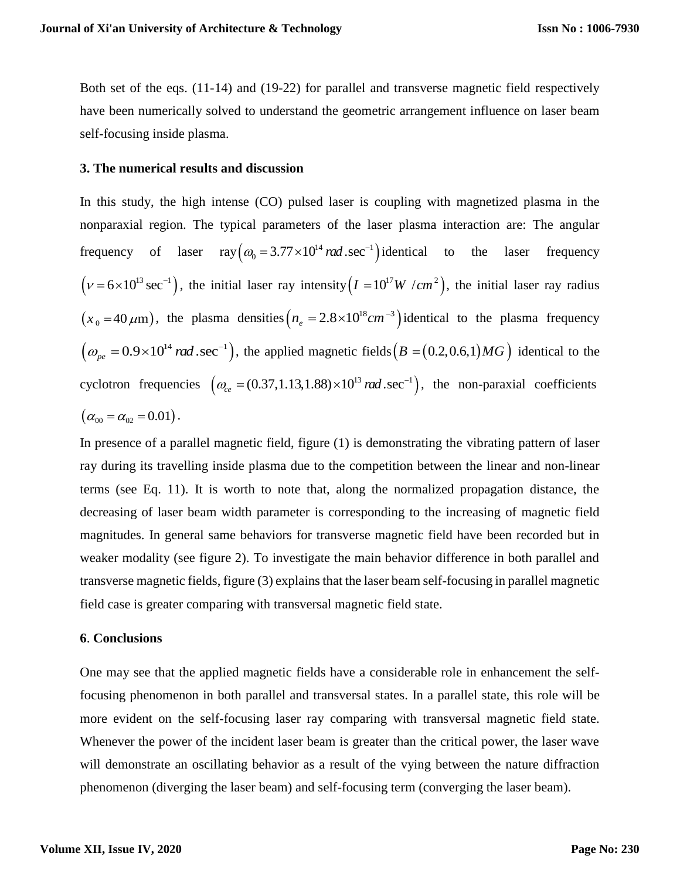Both set of the eqs. (11-14) and (19-22) for parallel and transverse magnetic field respectively have been numerically solved to understand the geometric arrangement influence on laser beam self-focusing inside plasma.

## 3. The numerical results and discussion

In this study, the high intense (CO) pulsed laser is coupling with magnetized plasma in the nonparaxial region. The typical parameters of the laser plasma interaction are: The angular frequency of laser ray $\left(\omega_0 = 3.77\times10^{14}\, rad.\sec^{-1}\right)$ identical to the laser frequency $\left(\nu = 6\times10^{13}\sec^{-1}\right)$, the initial laser ray intensity $\left(I = 10^{17} W\,/cm^2\right)$, the initial laser ray radius $\left(x_0 = 40\,\mu\text{m}\right)$, the plasma densities $\left(n_e = 2.8\times10^{18} cm^{-3}\right)$ identical to the plasma frequency $\left(\omega_{pe} = 0.9\times10^{14}\, rad.\sec^{-1}\right)$, the applied magnetic fields $\left(B = \left(0.2, 0.6, 1\right) MG\right)$ identical to the cyclotron frequencies $\left(\omega_{ce} = (0.37, 1.13, 1.88)\times10^{13}\, rad.\sec^{-1}\right)$, the non-paraxial coefficients $\left(\alpha_{00} = \alpha_{02} = 0.01\right)$.

In presence of a parallel magnetic field, figure (1) is demonstrating the vibrating pattern of laser ray during its travelling inside plasma due to the competition between the linear and non-linear terms (see Eq. 11). It is worth to note that, along the normalized propagation distance, the decreasing of laser beam width parameter is corresponding to the increasing of magnetic field magnitudes. In general same behaviors for transverse magnetic field have been recorded but in weaker modality (see figure 2). To investigate the main behavior difference in both parallel and transverse magnetic fields, figure (3) explains that the laser beam self-focusing in parallel magnetic field case is greater comparing with transversal magnetic field state.

## 6. Conclusions

One may see that the applied magnetic fields have a considerable role in enhancement the self-focusing phenomenon in both parallel and transversal states. In a parallel state, this role will be more evident on the self-focusing laser ray comparing with transversal magnetic field state. Whenever the power of the incident laser beam is greater than the critical power, the laser wave will demonstrate an oscillating behavior as a result of the vying between the nature diffraction phenomenon (diverging the laser beam) and self-focusing term (converging the laser beam).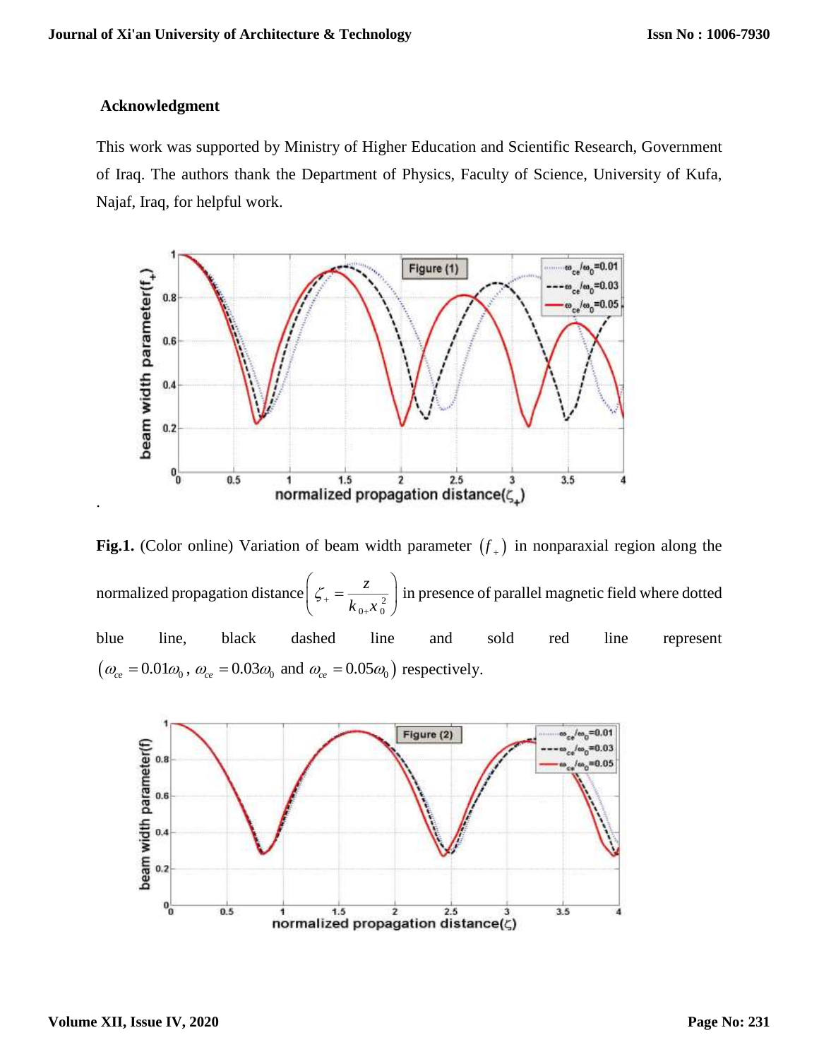## Acknowledgment

This work was supported by Ministry of Higher Education and Scientific Research, Government of Iraq. The authors thank the Department of Physics, Faculty of Science, University of Kufa, Najaf, Iraq, for helpful work.

.

**Fig.1.** (Color online) Variation of beam width parameter $(f_+)$ in nonparaxial region along the normalized propagation distance $\left(\zeta_+ = \dfrac{z}{k_{0+}x_0^2}\right)$ in presence of parallel magnetic field where dotted blue line, black dashed line and sold red line represent $(\omega_{ce} = 0.01\omega_0$, $\omega_{ce} = 0.03\omega_0$ and $\omega_{ce} = 0.05\omega_0)$ respectively.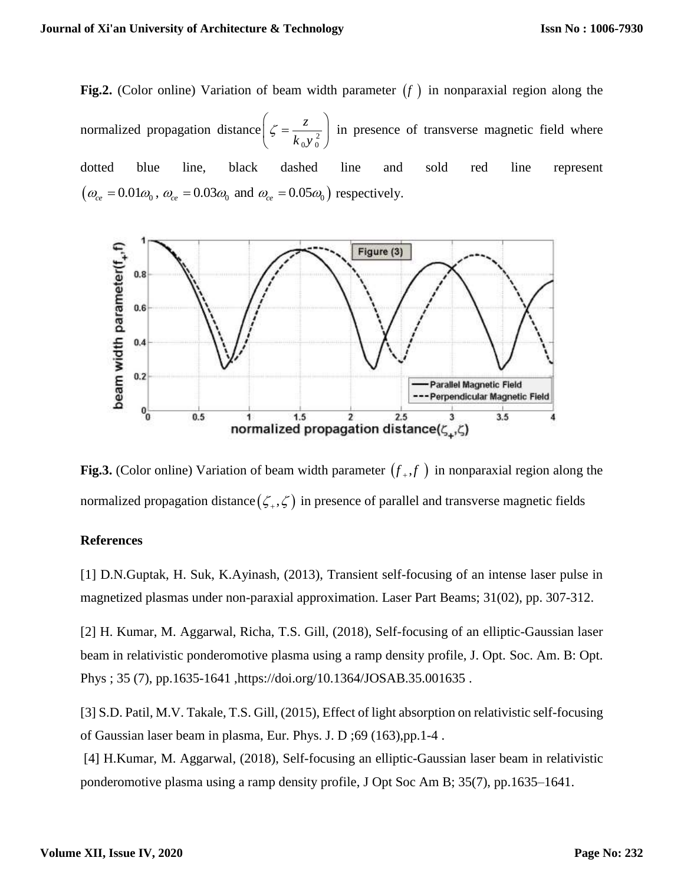**Fig.2.** (Color online) Variation of beam width parameter $(f)$ in nonparaxial region along the normalized propagation distance $\left(\zeta = \frac{z}{k_0 y_0^2}\right)$ in presence of transverse magnetic field where dotted blue line, black dashed line and sold red line represent $(\omega_{ce} = 0.01\omega_0,\ \omega_{ce} = 0.03\omega_0 \text{ and } \omega_{ce} = 0.05\omega_0)$ respectively.

**Fig.3.** (Color online) Variation of beam width parameter $(f_+, f)$ in nonparaxial region along the normalized propagation distance $(\zeta_+, \zeta)$ in presence of parallel and transverse magnetic fields

### References

[1] D.N.Guptak, H. Suk, K.Ayinash, (2013), Transient self-focusing of an intense laser pulse in magnetized plasmas under non-paraxial approximation. Laser Part Beams; 31(02), pp. 307-312.

[2] H. Kumar, M. Aggarwal, Richa, T.S. Gill, (2018), Self-focusing of an elliptic-Gaussian laser beam in relativistic ponderomotive plasma using a ramp density profile, J. Opt. Soc. Am. B: Opt. Phys ; 35 (7), pp.1635-1641 ,https://doi.org/10.1364/JOSAB.35.001635 .

[3] S.D. Patil, M.V. Takale, T.S. Gill, (2015), Effect of light absorption on relativistic self-focusing of Gaussian laser beam in plasma, Eur. Phys. J. D ;69 (163),pp.1-4 .

[4] H.Kumar, M. Aggarwal, (2018), Self-focusing an elliptic-Gaussian laser beam in relativistic ponderomotive plasma using a ramp density profile, J Opt Soc Am B; 35(7), pp.1635–1641.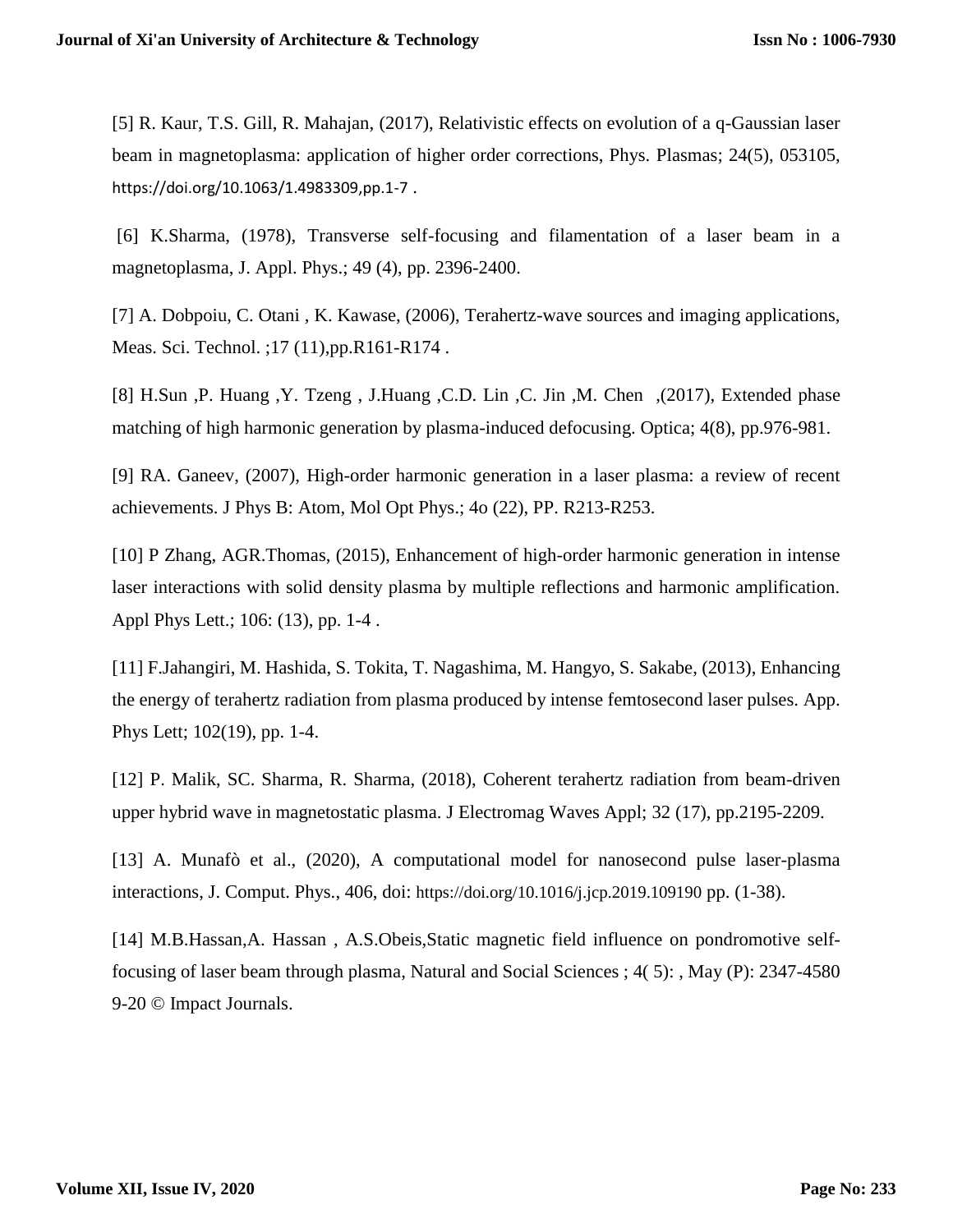[5] R. Kaur, T.S. Gill, R. Mahajan, (2017), Relativistic effects on evolution of a q-Gaussian laser beam in magnetoplasma: application of higher order corrections, Phys. Plasmas; 24(5), 053105, https://doi.org/10.1063/1.4983309,pp.1-7 .

[6] K.Sharma, (1978), Transverse self-focusing and filamentation of a laser beam in a magnetoplasma, J. Appl. Phys.; 49 (4), pp. 2396-2400.

[7] A. Dobpoiu, C. Otani , K. Kawase, (2006), Terahertz-wave sources and imaging applications, Meas. Sci. Technol. ;17 (11),pp.R161-R174 .

[8] H.Sun ,P. Huang ,Y. Tzeng , J.Huang ,C.D. Lin ,C. Jin ,M. Chen ,(2017), Extended phase matching of high harmonic generation by plasma-induced defocusing. Optica; 4(8), pp.976-981.

[9] RA. Ganeev, (2007), High-order harmonic generation in a laser plasma: a review of recent achievements. J Phys B: Atom, Mol Opt Phys.; 4o (22), PP. R213-R253.

[10] P Zhang, AGR.Thomas, (2015), Enhancement of high-order harmonic generation in intense laser interactions with solid density plasma by multiple reflections and harmonic amplification. Appl Phys Lett.; 106: (13), pp. 1-4 .

[11] F.Jahangiri, M. Hashida, S. Tokita, T. Nagashima, M. Hangyo, S. Sakabe, (2013), Enhancing the energy of terahertz radiation from plasma produced by intense femtosecond laser pulses. App. Phys Lett; 102(19), pp. 1-4.

[12] P. Malik, SC. Sharma, R. Sharma, (2018), Coherent terahertz radiation from beam-driven upper hybrid wave in magnetostatic plasma. J Electromag Waves Appl; 32 (17), pp.2195-2209.

[13] A. Munafò et al., (2020), A computational model for nanosecond pulse laser-plasma interactions, J. Comput. Phys., 406, doi: https://doi.org/10.1016/j.jcp.2019.109190 pp. (1-38).

[14] M.B.Hassan,A. Hassan , A.S.Obeis,Static magnetic field influence on pondromotive self-focusing of laser beam through plasma, Natural and Social Sciences ; 4( 5): , May (P): 2347-4580 9-20 © Impact Journals.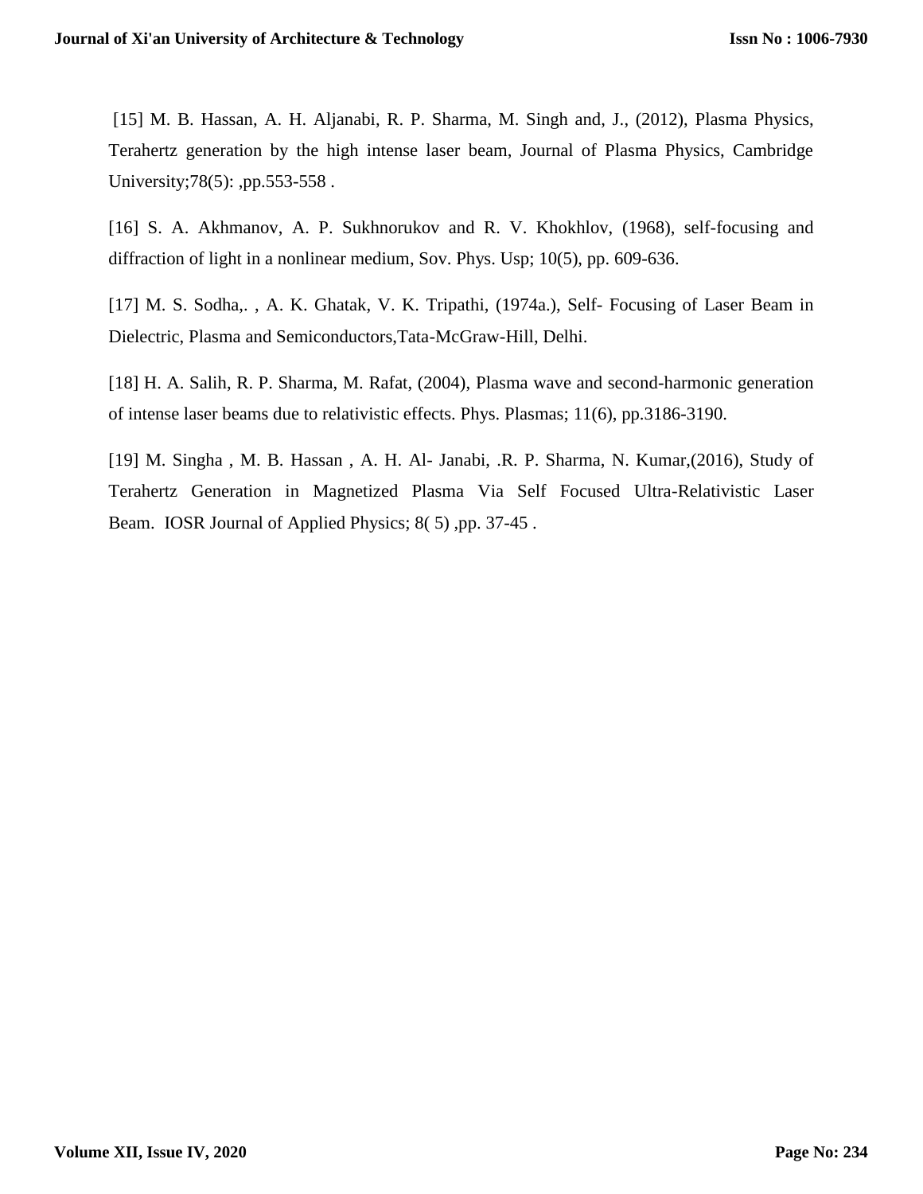[15] M. B. Hassan, A. H. Aljanabi, R. P. Sharma, M. Singh and, J., (2012), Plasma Physics, Terahertz generation by the high intense laser beam, Journal of Plasma Physics, Cambridge University;78(5): ,pp.553-558 .

[16] S. A. Akhmanov, A. P. Sukhnorukov and R. V. Khokhlov, (1968), self-focusing and diffraction of light in a nonlinear medium, Sov. Phys. Usp; 10(5), pp. 609-636.

[17] M. S. Sodha,. , A. K. Ghatak, V. K. Tripathi, (1974a.), Self- Focusing of Laser Beam in Dielectric, Plasma and Semiconductors,Tata-McGraw-Hill, Delhi.

[18] H. A. Salih, R. P. Sharma, M. Rafat, (2004), Plasma wave and second-harmonic generation of intense laser beams due to relativistic effects. Phys. Plasmas; 11(6), pp.3186-3190.

[19] M. Singha , M. B. Hassan , A. H. Al- Janabi, .R. P. Sharma, N. Kumar,(2016), Study of Terahertz Generation in Magnetized Plasma Via Self Focused Ultra-Relativistic Laser Beam. IOSR Journal of Applied Physics; 8( 5) ,pp. 37-45 .